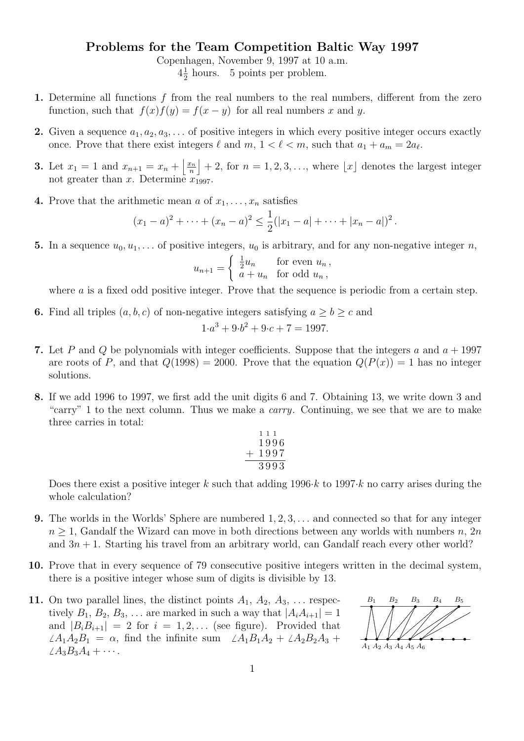# Problems for the Team Competition Baltic Way 1997

Copenhagen, November 9, 1997 at 10 a.m.

$4\frac{1}{2}$ hours. 5 points per problem.

**1.** Determine all functions $f$ from the real numbers to the real numbers, different from the zero function, such that $f(x)f(y) = f(x-y)$ for all real numbers $x$ and $y$.

**2.** Given a sequence $a_1, a_2, a_3, \ldots$ of positive integers in which every positive integer occurs exactly once. Prove that there exist integers $\ell$ and $m$, $1 < \ell < m$, such that $a_1 + a_m = 2a_\ell$.

**3.** Let $x_1 = 1$ and $x_{n+1} = x_n + \left\lfloor \frac{x_n}{n} \right\rfloor + 2$, for $n = 1, 2, 3, \ldots$, where $\lfloor x \rfloor$ denotes the largest integer not greater than $x$. Determine $x_{1997}$.

**4.** Prove that the arithmetic mean $a$ of $x_1, \ldots, x_n$ satisfies

$$(x_1 - a)^2 + \cdots + (x_n - a)^2 \leq \frac{1}{2}\left(|x_1 - a| + \cdots + |x_n - a|\right)^2.$$

**5.** In a sequence $u_0, u_1, \ldots$ of positive integers, $u_0$ is arbitrary, and for any non-negative integer $n$,

$$u_{n+1} = \begin{cases} \frac{1}{2}u_n & \text{for even } u_n, \\ a + u_n & \text{for odd } u_n, \end{cases}$$

where $a$ is a fixed odd positive integer. Prove that the sequence is periodic from a certain step.

**6.** Find all triples $(a, b, c)$ of non-negative integers satisfying $a \geq b \geq c$ and

$$1 \cdot a^3 + 9 \cdot b^2 + 9 \cdot c + 7 = 1997.$$

**7.** Let $P$ and $Q$ be polynomials with integer coefficients. Suppose that the integers $a$ and $a + 1997$ are roots of $P$, and that $Q(1998) = 2000$. Prove that the equation $Q(P(x)) = 1$ has no integer solutions.

**8.** If we add 1996 to 1997, we first add the unit digits 6 and 7. Obtaining 13, we write down 3 and "carry" 1 to the next column. Thus we make a *carry*. Continuing, we see that we are to make three carries in total:

```
  1 1 1
  1 9 9 6
+ 1 9 9 7
---------
  3 9 9 3
```

Does there exist a positive integer $k$ such that adding $1996 \cdot k$ to $1997 \cdot k$ no carry arises during the whole calculation?

**9.** The worlds in the Worlds' Sphere are numbered $1, 2, 3, \ldots$ and connected so that for any integer $n \geq 1$, Gandalf the Wizard can move in both directions between any worlds with numbers $n$, $2n$ and $3n + 1$. Starting his travel from an arbitrary world, can Gandalf reach every other world?

**10.** Prove that in every sequence of 79 consecutive positive integers written in the decimal system, there is a positive integer whose sum of digits is divisible by 13.

**11.** On two parallel lines, the distinct points $A_1, A_2, A_3, \ldots$ respectively $B_1, B_2, B_3, \ldots$ are marked in such a way that $|A_iA_{i+1}| = 1$ and $|B_iB_{i+1}| = 2$ for $i = 1, 2, \ldots$ (see figure). Provided that $\angle A_1A_2B_1 = \alpha$, find the infinite sum $\angle A_1B_1A_2 + \angle A_2B_2A_3 + \angle A_3B_3A_4 + \cdots$.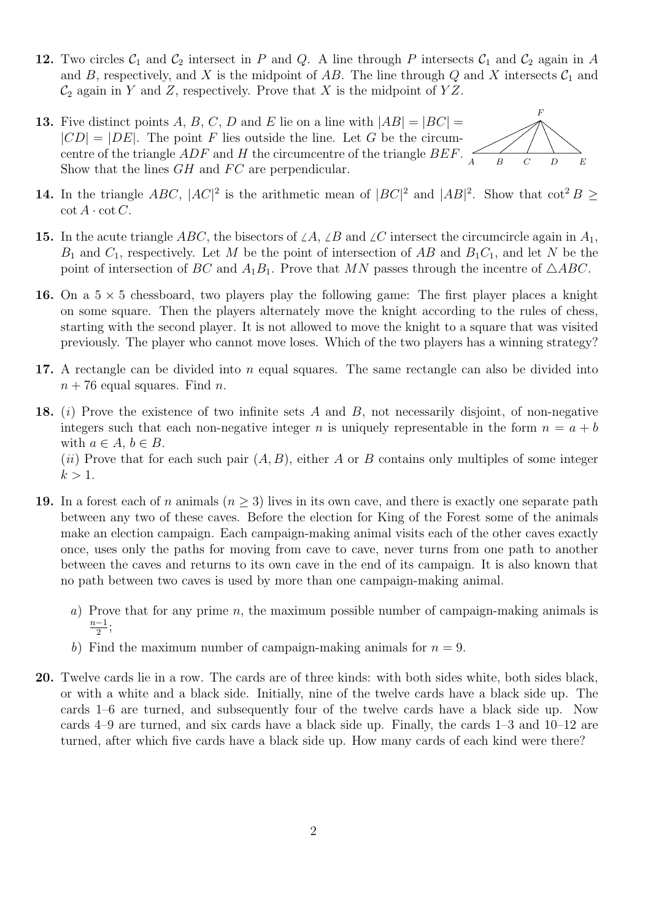**12.** Two circles $\mathcal{C}_1$ and $\mathcal{C}_2$ intersect in $P$ and $Q$. A line through $P$ intersects $\mathcal{C}_1$ and $\mathcal{C}_2$ again in $A$ and $B$, respectively, and $X$ is the midpoint of $AB$. The line through $Q$ and $X$ intersects $\mathcal{C}_1$ and $\mathcal{C}_2$ again in $Y$ and $Z$, respectively. Prove that $X$ is the midpoint of $YZ$.

**13.** Five distinct points $A$, $B$, $C$, $D$ and $E$ lie on a line with $|AB| = |BC| = |CD| = |DE|$. The point $F$ lies outside the line. Let $G$ be the circumcentre of the triangle $ADF$ and $H$ the circumcentre of the triangle $BEF$. Show that the lines $GH$ and $FC$ are perpendicular.

F

A B C D E

**14.** In the triangle $ABC$, $|AC|^2$ is the arithmetic mean of $|BC|^2$ and $|AB|^2$. Show that $\cot^2 B \geq \cot A \cdot \cot C$.

**15.** In the acute triangle $ABC$, the bisectors of $\angle A$, $\angle B$ and $\angle C$ intersect the circumcircle again in $A_1$, $B_1$ and $C_1$, respectively. Let $M$ be the point of intersection of $AB$ and $B_1C_1$, and let $N$ be the point of intersection of $BC$ and $A_1B_1$. Prove that $MN$ passes through the incentre of $\triangle ABC$.

**16.** On a $5 \times 5$ chessboard, two players play the following game: The first player places a knight on some square. Then the players alternately move the knight according to the rules of chess, starting with the second player. It is not allowed to move the knight to a square that was visited previously. The player who cannot move loses. Which of the two players has a winning strategy?

**17.** A rectangle can be divided into $n$ equal squares. The same rectangle can also be divided into $n + 76$ equal squares. Find $n$.

**18.** $(i)$ Prove the existence of two infinite sets $A$ and $B$, not necessarily disjoint, of non-negative integers such that each non-negative integer $n$ is uniquely representable in the form $n = a + b$ with $a \in A$, $b \in B$.

$(ii)$ Prove that for each such pair $(A, B)$, either $A$ or $B$ contains only multiples of some integer $k > 1$.

**19.** In a forest each of $n$ animals ($n \geq 3$) lives in its own cave, and there is exactly one separate path between any two of these caves. Before the election for King of the Forest some of the animals make an election campaign. Each campaign-making animal visits each of the other caves exactly once, uses only the paths for moving from cave to cave, never turns from one path to another between the caves and returns to its own cave in the end of its campaign. It is also known that no path between two caves is used by more than one campaign-making animal.

- $a)$ Prove that for any prime $n$, the maximum possible number of campaign-making animals is $\frac{n-1}{2}$;
- $b)$ Find the maximum number of campaign-making animals for $n = 9$.

**20.** Twelve cards lie in a row. The cards are of three kinds: with both sides white, both sides black, or with a white and a black side. Initially, nine of the twelve cards have a black side up. The cards 1–6 are turned, and subsequently four of the twelve cards have a black side up. Now cards 4–9 are turned, and six cards have a black side up. Finally, the cards 1–3 and 10–12 are turned, after which five cards have a black side up. How many cards of each kind were there?